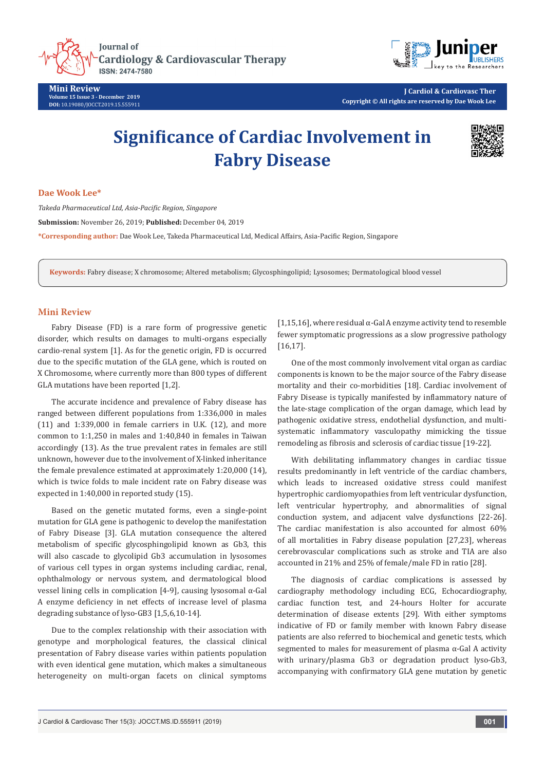# Significance of Cardiac Involvement in Fabry Disease

**Dae Wook Lee***

*Takeda Pharmaceutical Ltd, Asia-Pacific Region, Singapore*

**Submission:** November 26, 2019; **Published:** December 04, 2019

***Corresponding author:** Dae Wook Lee, Takeda Pharmaceutical Ltd, Medical Affairs, Asia-Pacific Region, Singapore

**Keywords:** Fabry disease; X chromosome; Altered metabolism; Glycosphingolipid; Lysosomes; Dermatological blood vessel

## Mini Review

Fabry Disease (FD) is a rare form of progressive genetic disorder, which results on damages to multi-organs especially cardio-renal system [1]. As for the genetic origin, FD is occurred due to the specific mutation of the GLA gene, which is routed on X Chromosome, where currently more than 800 types of different GLA mutations have been reported [1,2].

The accurate incidence and prevalence of Fabry disease has ranged between different populations from 1:336,000 in males (11) and 1:339,000 in female carriers in U.K. (12), and more common to 1:1,250 in males and 1:40,840 in females in Taiwan accordingly (13). As the true prevalent rates in females are still unknown, however due to the involvement of X-linked inheritance the female prevalence estimated at approximately 1:20,000 (14), which is twice folds to male incident rate on Fabry disease was expected in 1:40,000 in reported study (15).

Based on the genetic mutated forms, even a single-point mutation for GLA gene is pathogenic to develop the manifestation of Fabry Disease [3]. GLA mutation consequence the altered metabolism of specific glycosphingolipid known as Gb3, this will also cascade to glycolipid Gb3 accumulation in lysosomes of various cell types in organ systems including cardiac, renal, ophthalmology or nervous system, and dermatological blood vessel lining cells in complication [4-9], causing lysosomal α-Gal A enzyme deficiency in net effects of increase level of plasma degrading substance of lyso-GB3 [1,5,6,10-14].

Due to the complex relationship with their association with genotype and morphological features, the classical clinical presentation of Fabry disease varies within patients population with even identical gene mutation, which makes a simultaneous heterogeneity on multi-organ facets on clinical symptoms [1,15,16], where residual α-Gal A enzyme activity tend to resemble fewer symptomatic progressions as a slow progressive pathology [16,17].

One of the most commonly involvement vital organ as cardiac components is known to be the major source of the Fabry disease mortality and their co-morbidities [18]. Cardiac involvement of Fabry Disease is typically manifested by inflammatory nature of the late-stage complication of the organ damage, which lead by pathogenic oxidative stress, endothelial dysfunction, and multi-systematic inflammatory vasculopathy mimicking the tissue remodeling as fibrosis and sclerosis of cardiac tissue [19-22].

With debilitating inflammatory changes in cardiac tissue results predominantly in left ventricle of the cardiac chambers, which leads to increased oxidative stress could manifest hypertrophic cardiomyopathies from left ventricular dysfunction, left ventricular hypertrophy, and abnormalities of signal conduction system, and adjacent valve dysfunctions [22-26]. The cardiac manifestation is also accounted for almost 60% of all mortalities in Fabry disease population [27,23], whereas cerebrovascular complications such as stroke and TIA are also accounted in 21% and 25% of female/male FD in ratio [28].

The diagnosis of cardiac complications is assessed by cardiography methodology including ECG, Echocardiography, cardiac function test, and 24-hours Holter for accurate determination of disease extents [29]. With either symptoms indicative of FD or family member with known Fabry disease patients are also referred to biochemical and genetic tests, which segmented to males for measurement of plasma α-Gal A activity with urinary/plasma Gb3 or degradation product lyso-Gb3, accompanying with confirmatory GLA gene mutation by genetic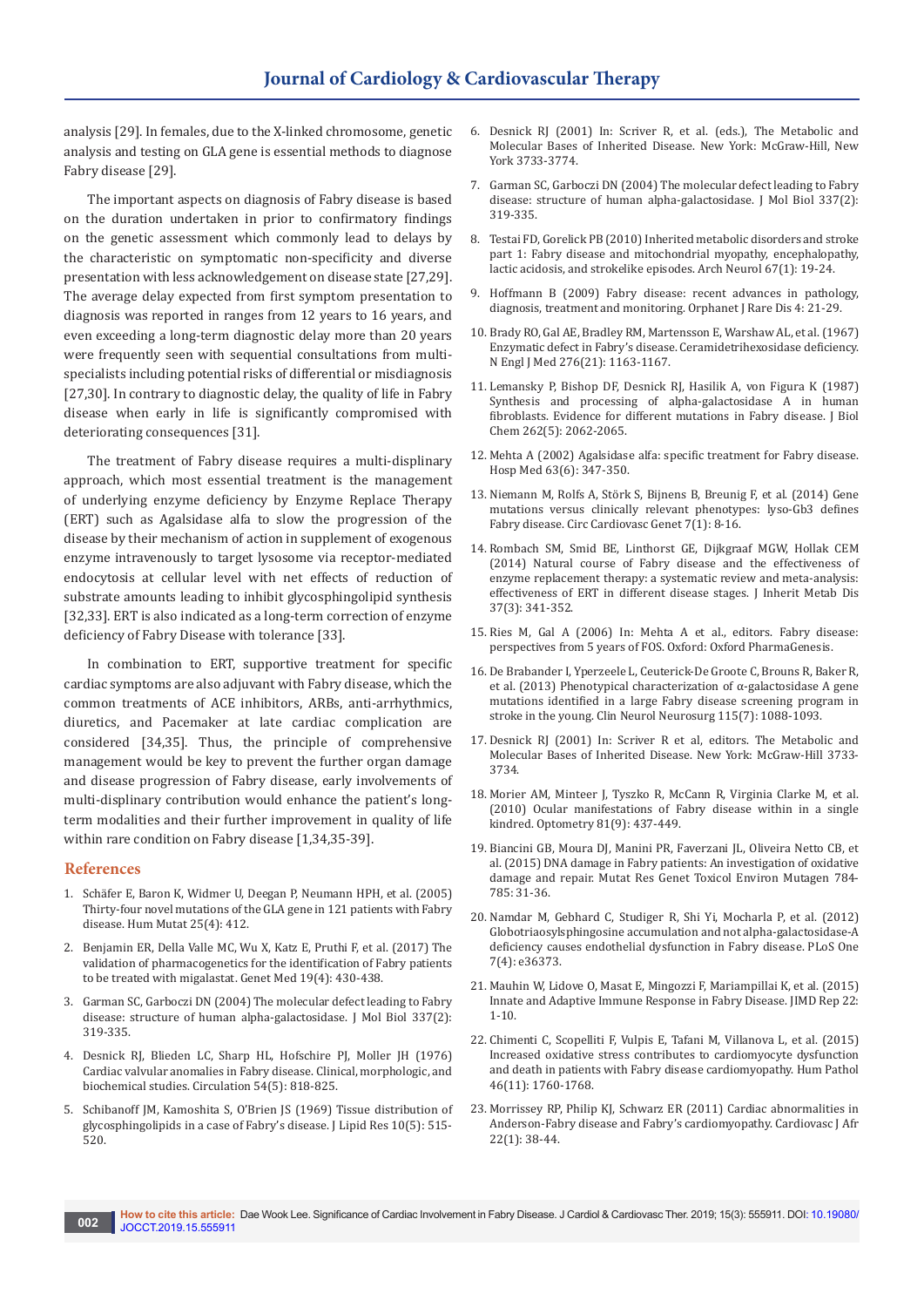analysis [29]. In females, due to the X-linked chromosome, genetic analysis and testing on GLA gene is essential methods to diagnose Fabry disease [29].

The important aspects on diagnosis of Fabry disease is based on the duration undertaken in prior to confirmatory findings on the genetic assessment which commonly lead to delays by the characteristic on symptomatic non-specificity and diverse presentation with less acknowledgement on disease state [27,29]. The average delay expected from first symptom presentation to diagnosis was reported in ranges from 12 years to 16 years, and even exceeding a long-term diagnostic delay more than 20 years were frequently seen with sequential consultations from multi-specialists including potential risks of differential or misdiagnosis [27,30]. In contrary to diagnostic delay, the quality of life in Fabry disease when early in life is significantly compromised with deteriorating consequences [31].

The treatment of Fabry disease requires a multi-displinary approach, which most essential treatment is the management of underlying enzyme deficiency by Enzyme Replace Therapy (ERT) such as Agalsidase alfa to slow the progression of the disease by their mechanism of action in supplement of exogenous enzyme intravenously to target lysosome via receptor-mediated endocytosis at cellular level with net effects of reduction of substrate amounts leading to inhibit glycosphingolipid synthesis [32,33]. ERT is also indicated as a long-term correction of enzyme deficiency of Fabry Disease with tolerance [33].

In combination to ERT, supportive treatment for specific cardiac symptoms are also adjuvant with Fabry disease, which the common treatments of ACE inhibitors, ARBs, anti-arrhythmics, diuretics, and Pacemaker at late cardiac complication are considered [34,35]. Thus, the principle of comprehensive management would be key to prevent the further organ damage and disease progression of Fabry disease, early involvements of multi-displinary contribution would enhance the patient's long-term modalities and their further improvement in quality of life within rare condition on Fabry disease [1,34,35-39].

## References

1. Schäfer E, Baron K, Widmer U, Deegan P, Neumann HPH, et al. (2005) Thirty-four novel mutations of the GLA gene in 121 patients with Fabry disease. Hum Mutat 25(4): 412.
2. Benjamin ER, Della Valle MC, Wu X, Katz E, Pruthi F, et al. (2017) The validation of pharmacogenetics for the identification of Fabry patients to be treated with migalastat. Genet Med 19(4): 430-438.
3. Garman SC, Garboczi DN (2004) The molecular defect leading to Fabry disease: structure of human alpha-galactosidase. J Mol Biol 337(2): 319-335.
4. Desnick RJ, Blieden LC, Sharp HL, Hofschire PJ, Moller JH (1976) Cardiac valvular anomalies in Fabry disease. Clinical, morphologic, and biochemical studies. Circulation 54(5): 818-825.
5. Schibanoff JM, Kamoshita S, O'Brien JS (1969) Tissue distribution of glycosphingolipids in a case of Fabry's disease. J Lipid Res 10(5): 515-520.
6. Desnick RJ (2001) In: Scriver R, et al. (eds.), The Metabolic and Molecular Bases of Inherited Disease. New York: McGraw-Hill, New York 3733-3774.
7. Garman SC, Garboczi DN (2004) The molecular defect leading to Fabry disease: structure of human alpha-galactosidase. J Mol Biol 337(2): 319-335.
8. Testai FD, Gorelick PB (2010) Inherited metabolic disorders and stroke part 1: Fabry disease and mitochondrial myopathy, encephalopathy, lactic acidosis, and strokelike episodes. Arch Neurol 67(1): 19-24.
9. Hoffmann B (2009) Fabry disease: recent advances in pathology, diagnosis, treatment and monitoring. Orphanet J Rare Dis 4: 21-29.
10. Brady RO, Gal AE, Bradley RM, Martensson E, Warshaw AL, et al. (1967) Enzymatic defect in Fabry's disease. Ceramidetrihexosidase deficiency. N Engl J Med 276(21): 1163-1167.
11. Lemansky P, Bishop DF, Desnick RJ, Hasilik A, von Figura K (1987) Synthesis and processing of alpha-galactosidase A in human fibroblasts. Evidence for different mutations in Fabry disease. J Biol Chem 262(5): 2062-2065.
12. Mehta A (2002) Agalsidase alfa: specific treatment for Fabry disease. Hosp Med 63(6): 347-350.
13. Niemann M, Rolfs A, Störk S, Bijnens B, Breunig F, et al. (2014) Gene mutations versus clinically relevant phenotypes: lyso-Gb3 defines Fabry disease. Circ Cardiovasc Genet 7(1): 8-16.
14. Rombach SM, Smid BE, Linthorst GE, Dijkgraaf MGW, Hollak CEM (2014) Natural course of Fabry disease and the effectiveness of enzyme replacement therapy: a systematic review and meta-analysis: effectiveness of ERT in different disease stages. J Inherit Metab Dis 37(3): 341-352.
15. Ries M, Gal A (2006) In: Mehta A et al., editors. Fabry disease: perspectives from 5 years of FOS. Oxford: Oxford PharmaGenesis.
16. De Brabander I, Yperzeele L, Ceuterick-De Groote C, Brouns R, Baker R, et al. (2013) Phenotypical characterization of α-galactosidase A gene mutations identified in a large Fabry disease screening program in stroke in the young. Clin Neurol Neurosurg 115(7): 1088-1093.
17. Desnick RJ (2001) In: Scriver R et al, editors. The Metabolic and Molecular Bases of Inherited Disease. New York: McGraw-Hill 3733-3734.
18. Morier AM, Minteer J, Tyszko R, McCann R, Virginia Clarke M, et al. (2010) Ocular manifestations of Fabry disease within in a single kindred. Optometry 81(9): 437-449.
19. Biancini GB, Moura DJ, Manini PR, Faverzani JL, Oliveira Netto CB, et al. (2015) DNA damage in Fabry patients: An investigation of oxidative damage and repair. Mutat Res Genet Toxicol Environ Mutagen 784-785: 31-36.
20. Namdar M, Gebhard C, Studiger R, Shi Yi, Mocharla P, et al. (2012) Globotriaosylsphingosine accumulation and not alpha-galactosidase-A deficiency causes endothelial dysfunction in Fabry disease. PLoS One 7(4): e36373.
21. Mauhin W, Lidove O, Masat E, Mingozzi F, Mariampillai K, et al. (2015) Innate and Adaptive Immune Response in Fabry Disease. JIMD Rep 22: 1-10.
22. Chimenti C, Scopelliti F, Vulpis E, Tafani M, Villanova L, et al. (2015) Increased oxidative stress contributes to cardiomyocyte dysfunction and death in patients with Fabry disease cardiomyopathy. Hum Pathol 46(11): 1760-1768.
23. Morrissey RP, Philip KJ, Schwarz ER (2011) Cardiac abnormalities in Anderson-Fabry disease and Fabry's cardiomyopathy. Cardiovasc J Afr 22(1): 38-44.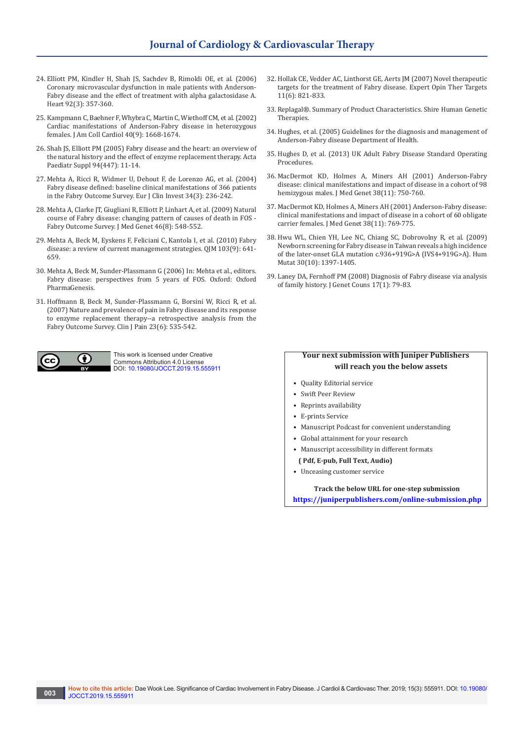24. Elliott PM, Kindler H, Shah JS, Sachdev B, Rimoldi OE, et al. (2006) Coronary microvascular dysfunction in male patients with Anderson-Fabry disease and the effect of treatment with alpha galactosidase A. Heart 92(3): 357-360.
25. Kampmann C, Baehner F, Whybra C, Martin C, Wiethoff CM, et al. (2002) Cardiac manifestations of Anderson-Fabry disease in heterozygous females. J Am Coll Cardiol 40(9): 1668-1674.
26. Shah JS, Elliott PM (2005) Fabry disease and the heart: an overview of the natural history and the effect of enzyme replacement therapy. Acta Paediatr Suppl 94(447): 11-14.
27. Mehta A, Ricci R, Widmer U, Dehout F, de Lorenzo AG, et al. (2004) Fabry disease defined: baseline clinical manifestations of 366 patients in the Fabry Outcome Survey. Eur J Clin Invest 34(3): 236-242.
28. Mehta A, Clarke JT, Giugliani R, Elliott P, Linhart A, et al. (2009) Natural course of Fabry disease: changing pattern of causes of death in FOS - Fabry Outcome Survey. J Med Genet 46(8): 548-552.
29. Mehta A, Beck M, Eyskens F, Feliciani C, Kantola I, et al. (2010) Fabry disease: a review of current management strategies. QJM 103(9): 641-659.
30. Mehta A, Beck M, Sunder-Plassmann G (2006) In: Mehta et al., editors. Fabry disease: perspectives from 5 years of FOS. Oxford: Oxford PharmaGenesis.
31. Hoffmann B, Beck M, Sunder-Plassmann G, Borsini W, Ricci R, et al. (2007) Nature and prevalence of pain in Fabry disease and its response to enzyme replacement therapy--a retrospective analysis from the Fabry Outcome Survey. Clin J Pain 23(6): 535-542.
32. Hollak CE, Vedder AC, Linthorst GE, Aerts JM (2007) Novel therapeutic targets for the treatment of Fabry disease. Expert Opin Ther Targets 11(6): 821-833.
33. Replagal®. Summary of Product Characteristics. Shire Human Genetic Therapies.
34. Hughes, et al. (2005) Guidelines for the diagnosis and management of Anderson-Fabry disease Department of Health.
35. Hughes D, et al. (2013) UK Adult Fabry Disease Standard Operating Procedures.
36. MacDermot KD, Holmes A, Miners AH (2001) Anderson-Fabry disease: clinical manifestations and impact of disease in a cohort of 98 hemizygous males. J Med Genet 38(11): 750-760.
37. MacDermot KD, Holmes A, Miners AH (2001) Anderson-Fabry disease: clinical manifestations and impact of disease in a cohort of 60 obligate carrier females. J Med Genet 38(11): 769-775.
38. Hwu WL, Chien YH, Lee NC, Chiang SC, Dobrovolny R, et al. (2009) Newborn screening for Fabry disease in Taiwan reveals a high incidence of the later-onset GLA mutation c.936+919G>A (IVS4+919G>A). Hum Mutat 30(10): 1397-1405.
39. Laney DA, Fernhoff PM (2008) Diagnosis of Fabry disease via analysis of family history. J Genet Couns 17(1): 79-83.

This work is licensed under Creative Commons Attribution 4.0 License
DOI: 10.19080/JOCCT.2019.15.555911

**Your next submission with Juniper Publishers will reach you the below assets**

- Quality Editorial service
- Swift Peer Review
- Reprints availability
- E-prints Service
- Manuscript Podcast for convenient understanding
- Global attainment for your research
- Manuscript accessibility in different formats

  **( Pdf, E-pub, Full Text, Audio)**
- Unceasing customer service

**Track the below URL for one-step submission**
**https://juniperpublishers.com/online-submission.php**